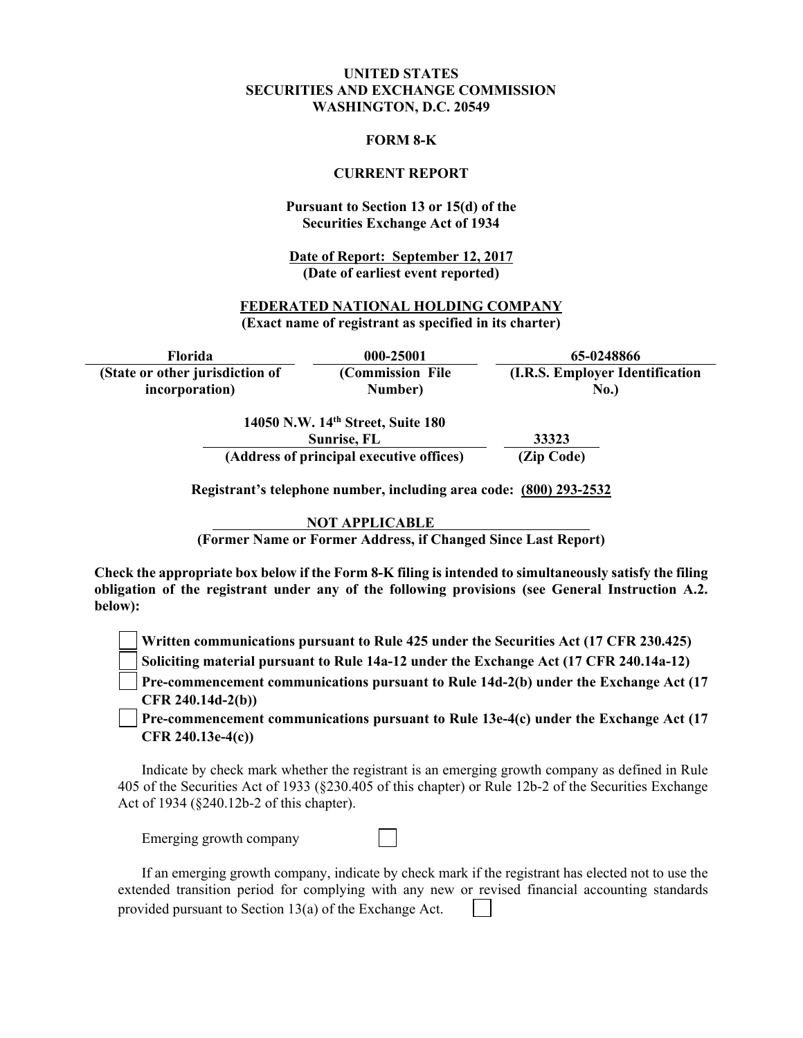**UNITED STATES**
**SECURITIES AND EXCHANGE COMMISSION**
**WASHINGTON, D.C. 20549**

**FORM 8-K**

**CURRENT REPORT**

**Pursuant to Section 13 or 15(d) of the Securities Exchange Act of 1934**

**Date of Report: September 12, 2017**
**(Date of earliest event reported)**

**FEDERATED NATIONAL HOLDING COMPANY**
**(Exact name of registrant as specified in its charter)**

| Florida | 000-25001 | 65-0248866 |
|---|---|---|
| (State or other jurisdiction of incorporation) | (Commission File Number) | (I.R.S. Employer Identification No.) |

| 14050 N.W. 14th Street, Suite 180 Sunrise, FL | 33323 |
|---|---|
| (Address of principal executive offices) | (Zip Code) |

**Registrant's telephone number, including area code: (800) 293-2532**

**NOT APPLICABLE**
**(Former Name or Former Address, if Changed Since Last Report)**

**Check the appropriate box below if the Form 8-K filing is intended to simultaneously satisfy the filing obligation of the registrant under any of the following provisions (see General Instruction A.2. below):**

☐ **Written communications pursuant to Rule 425 under the Securities Act (17 CFR 230.425)**
☐ **Soliciting material pursuant to Rule 14a-12 under the Exchange Act (17 CFR 240.14a-12)**
☐ **Pre-commencement communications pursuant to Rule 14d-2(b) under the Exchange Act (17 CFR 240.14d-2(b))**
☐ **Pre-commencement communications pursuant to Rule 13e-4(c) under the Exchange Act (17 CFR 240.13e-4(c))**

Indicate by check mark whether the registrant is an emerging growth company as defined in Rule 405 of the Securities Act of 1933 (§230.405 of this chapter) or Rule 12b-2 of the Securities Exchange Act of 1934 (§240.12b-2 of this chapter).

Emerging growth company ☐

If an emerging growth company, indicate by check mark if the registrant has elected not to use the extended transition period for complying with any new or revised financial accounting standards provided pursuant to Section 13(a) of the Exchange Act. ☐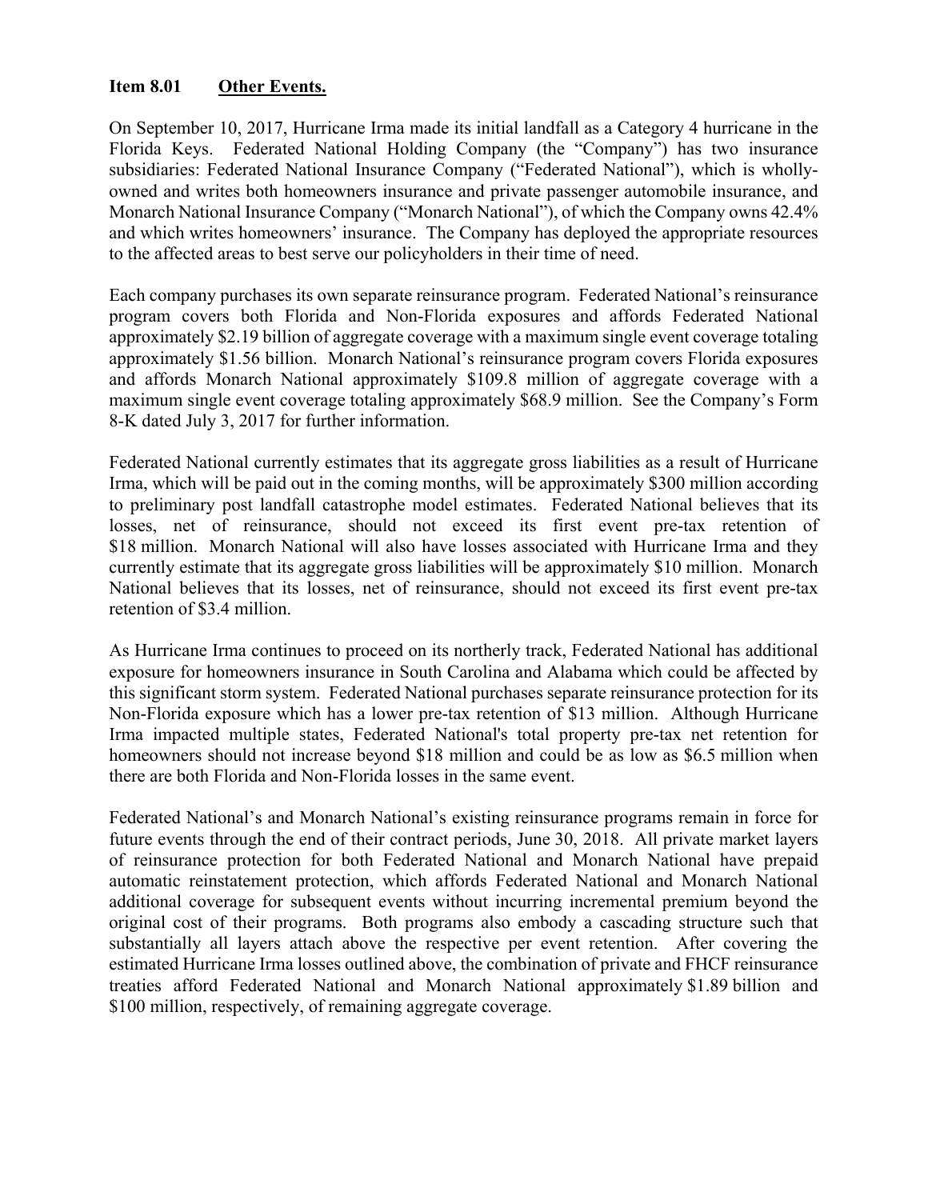**Item 8.01 Other Events.**

On September 10, 2017, Hurricane Irma made its initial landfall as a Category 4 hurricane in the Florida Keys. Federated National Holding Company (the "Company") has two insurance subsidiaries: Federated National Insurance Company ("Federated National"), which is wholly-owned and writes both homeowners insurance and private passenger automobile insurance, and Monarch National Insurance Company ("Monarch National"), of which the Company owns 42.4% and which writes homeowners' insurance. The Company has deployed the appropriate resources to the affected areas to best serve our policyholders in their time of need.

Each company purchases its own separate reinsurance program. Federated National's reinsurance program covers both Florida and Non-Florida exposures and affords Federated National approximately $2.19 billion of aggregate coverage with a maximum single event coverage totaling approximately $1.56 billion. Monarch National's reinsurance program covers Florida exposures and affords Monarch National approximately $109.8 million of aggregate coverage with a maximum single event coverage totaling approximately $68.9 million. See the Company's Form 8-K dated July 3, 2017 for further information.

Federated National currently estimates that its aggregate gross liabilities as a result of Hurricane Irma, which will be paid out in the coming months, will be approximately $300 million according to preliminary post landfall catastrophe model estimates. Federated National believes that its losses, net of reinsurance, should not exceed its first event pre-tax retention of $18 million. Monarch National will also have losses associated with Hurricane Irma and they currently estimate that its aggregate gross liabilities will be approximately $10 million. Monarch National believes that its losses, net of reinsurance, should not exceed its first event pre-tax retention of $3.4 million.

As Hurricane Irma continues to proceed on its northerly track, Federated National has additional exposure for homeowners insurance in South Carolina and Alabama which could be affected by this significant storm system. Federated National purchases separate reinsurance protection for its Non-Florida exposure which has a lower pre-tax retention of $13 million. Although Hurricane Irma impacted multiple states, Federated National's total property pre-tax net retention for homeowners should not increase beyond $18 million and could be as low as $6.5 million when there are both Florida and Non-Florida losses in the same event.

Federated National's and Monarch National's existing reinsurance programs remain in force for future events through the end of their contract periods, June 30, 2018. All private market layers of reinsurance protection for both Federated National and Monarch National have prepaid automatic reinstatement protection, which affords Federated National and Monarch National additional coverage for subsequent events without incurring incremental premium beyond the original cost of their programs. Both programs also embody a cascading structure such that substantially all layers attach above the respective per event retention. After covering the estimated Hurricane Irma losses outlined above, the combination of private and FHCF reinsurance treaties afford Federated National and Monarch National approximately $1.89 billion and $100 million, respectively, of remaining aggregate coverage.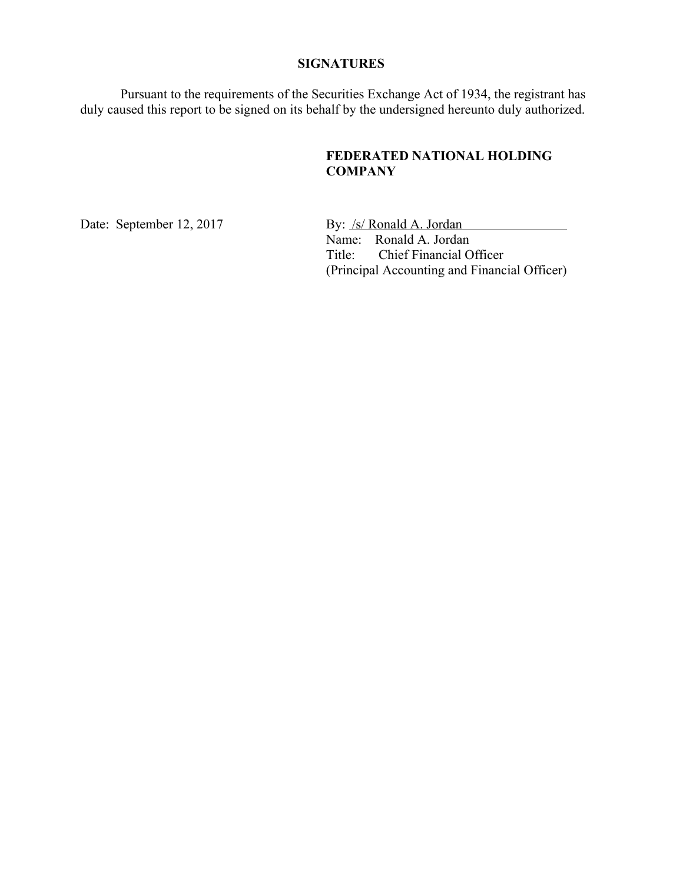## SIGNATURES

Pursuant to the requirements of the Securities Exchange Act of 1934, the registrant has duly caused this report to be signed on its behalf by the undersigned hereunto duly authorized.

**FEDERATED NATIONAL HOLDING COMPANY**

Date: September 12, 2017

By: /s/ Ronald A. Jordan
Name: Ronald A. Jordan
Title: Chief Financial Officer
(Principal Accounting and Financial Officer)